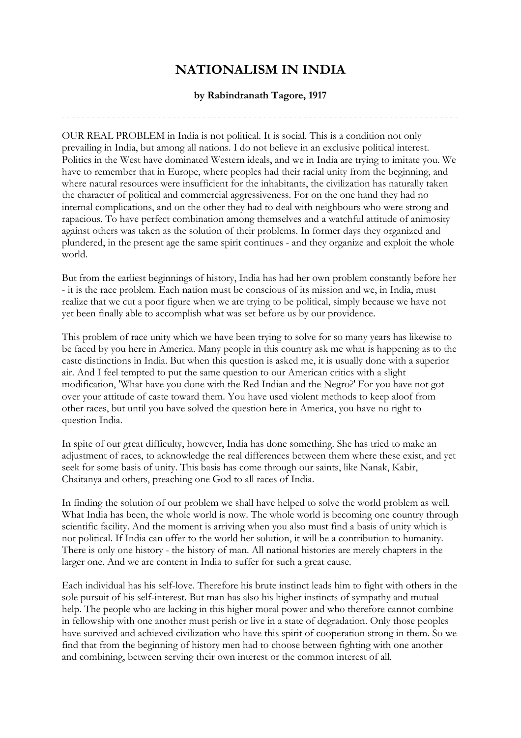# NATIONALISM IN INDIA

**by Rabindranath Tagore, 1917**

---

OUR REAL PROBLEM in India is not political. It is social. This is a condition not only prevailing in India, but among all nations. I do not believe in an exclusive political interest. Politics in the West have dominated Western ideals, and we in India are trying to imitate you. We have to remember that in Europe, where peoples had their racial unity from the beginning, and where natural resources were insufficient for the inhabitants, the civilization has naturally taken the character of political and commercial aggressiveness. For on the one hand they had no internal complications, and on the other they had to deal with neighbours who were strong and rapacious. To have perfect combination among themselves and a watchful attitude of animosity against others was taken as the solution of their problems. In former days they organized and plundered, in the present age the same spirit continues - and they organize and exploit the whole world.

But from the earliest beginnings of history, India has had her own problem constantly before her - it is the race problem. Each nation must be conscious of its mission and we, in India, must realize that we cut a poor figure when we are trying to be political, simply because we have not yet been finally able to accomplish what was set before us by our providence.

This problem of race unity which we have been trying to solve for so many years has likewise to be faced by you here in America. Many people in this country ask me what is happening as to the caste distinctions in India. But when this question is asked me, it is usually done with a superior air. And I feel tempted to put the same question to our American critics with a slight modification, 'What have you done with the Red Indian and the Negro?' For you have not got over your attitude of caste toward them. You have used violent methods to keep aloof from other races, but until you have solved the question here in America, you have no right to question India.

In spite of our great difficulty, however, India has done something. She has tried to make an adjustment of races, to acknowledge the real differences between them where these exist, and yet seek for some basis of unity. This basis has come through our saints, like Nanak, Kabir, Chaitanya and others, preaching one God to all races of India.

In finding the solution of our problem we shall have helped to solve the world problem as well. What India has been, the whole world is now. The whole world is becoming one country through scientific facility. And the moment is arriving when you also must find a basis of unity which is not political. If India can offer to the world her solution, it will be a contribution to humanity. There is only one history - the history of man. All national histories are merely chapters in the larger one. And we are content in India to suffer for such a great cause.

Each individual has his self-love. Therefore his brute instinct leads him to fight with others in the sole pursuit of his self-interest. But man has also his higher instincts of sympathy and mutual help. The people who are lacking in this higher moral power and who therefore cannot combine in fellowship with one another must perish or live in a state of degradation. Only those peoples have survived and achieved civilization who have this spirit of cooperation strong in them. So we find that from the beginning of history men had to choose between fighting with one another and combining, between serving their own interest or the common interest of all.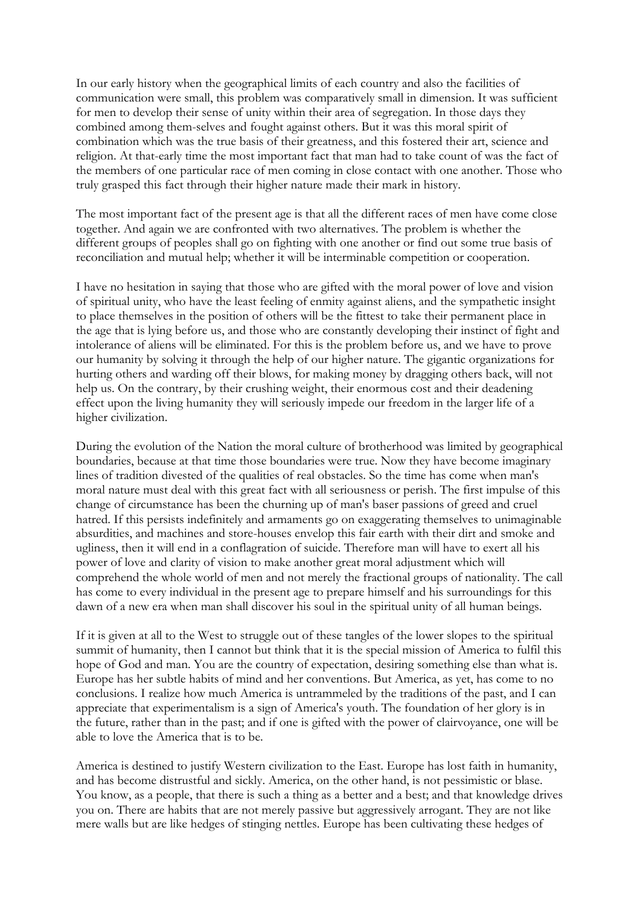In our early history when the geographical limits of each country and also the facilities of communication were small, this problem was comparatively small in dimension. It was sufficient for men to develop their sense of unity within their area of segregation. In those days they combined among them-selves and fought against others. But it was this moral spirit of combination which was the true basis of their greatness, and this fostered their art, science and religion. At that-early time the most important fact that man had to take count of was the fact of the members of one particular race of men coming in close contact with one another. Those who truly grasped this fact through their higher nature made their mark in history.

The most important fact of the present age is that all the different races of men have come close together. And again we are confronted with two alternatives. The problem is whether the different groups of peoples shall go on fighting with one another or find out some true basis of reconciliation and mutual help; whether it will be interminable competition or cooperation.

I have no hesitation in saying that those who are gifted with the moral power of love and vision of spiritual unity, who have the least feeling of enmity against aliens, and the sympathetic insight to place themselves in the position of others will be the fittest to take their permanent place in the age that is lying before us, and those who are constantly developing their instinct of fight and intolerance of aliens will be eliminated. For this is the problem before us, and we have to prove our humanity by solving it through the help of our higher nature. The gigantic organizations for hurting others and warding off their blows, for making money by dragging others back, will not help us. On the contrary, by their crushing weight, their enormous cost and their deadening effect upon the living humanity they will seriously impede our freedom in the larger life of a higher civilization.

During the evolution of the Nation the moral culture of brotherhood was limited by geographical boundaries, because at that time those boundaries were true. Now they have become imaginary lines of tradition divested of the qualities of real obstacles. So the time has come when man's moral nature must deal with this great fact with all seriousness or perish. The first impulse of this change of circumstance has been the churning up of man's baser passions of greed and cruel hatred. If this persists indefinitely and armaments go on exaggerating themselves to unimaginable absurdities, and machines and store-houses envelop this fair earth with their dirt and smoke and ugliness, then it will end in a conflagration of suicide. Therefore man will have to exert all his power of love and clarity of vision to make another great moral adjustment which will comprehend the whole world of men and not merely the fractional groups of nationality. The call has come to every individual in the present age to prepare himself and his surroundings for this dawn of a new era when man shall discover his soul in the spiritual unity of all human beings.

If it is given at all to the West to struggle out of these tangles of the lower slopes to the spiritual summit of humanity, then I cannot but think that it is the special mission of America to fulfil this hope of God and man. You are the country of expectation, desiring something else than what is. Europe has her subtle habits of mind and her conventions. But America, as yet, has come to no conclusions. I realize how much America is untrammeled by the traditions of the past, and I can appreciate that experimentalism is a sign of America's youth. The foundation of her glory is in the future, rather than in the past; and if one is gifted with the power of clairvoyance, one will be able to love the America that is to be.

America is destined to justify Western civilization to the East. Europe has lost faith in humanity, and has become distrustful and sickly. America, on the other hand, is not pessimistic or blase. You know, as a people, that there is such a thing as a better and a best; and that knowledge drives you on. There are habits that are not merely passive but aggressively arrogant. They are not like mere walls but are like hedges of stinging nettles. Europe has been cultivating these hedges of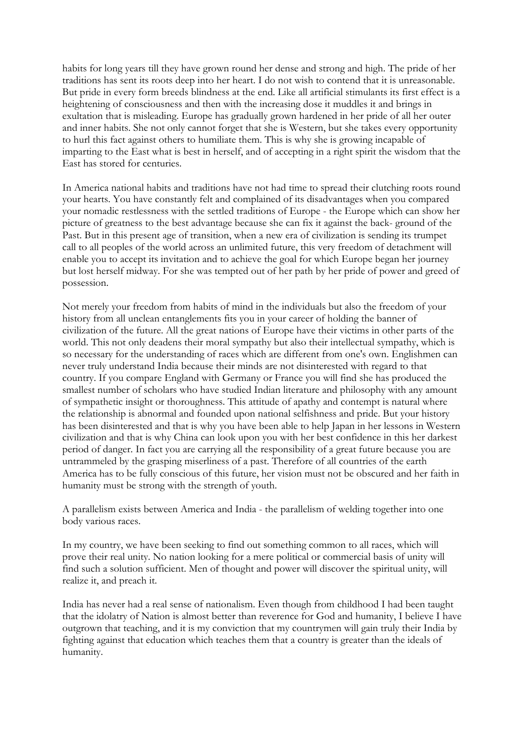habits for long years till they have grown round her dense and strong and high. The pride of her traditions has sent its roots deep into her heart. I do not wish to contend that it is unreasonable. But pride in every form breeds blindness at the end. Like all artificial stimulants its first effect is a heightening of consciousness and then with the increasing dose it muddles it and brings in exultation that is misleading. Europe has gradually grown hardened in her pride of all her outer and inner habits. She not only cannot forget that she is Western, but she takes every opportunity to hurl this fact against others to humiliate them. This is why she is growing incapable of imparting to the East what is best in herself, and of accepting in a right spirit the wisdom that the East has stored for centuries.

In America national habits and traditions have not had time to spread their clutching roots round your hearts. You have constantly felt and complained of its disadvantages when you compared your nomadic restlessness with the settled traditions of Europe - the Europe which can show her picture of greatness to the best advantage because she can fix it against the back- ground of the Past. But in this present age of transition, when a new era of civilization is sending its trumpet call to all peoples of the world across an unlimited future, this very freedom of detachment will enable you to accept its invitation and to achieve the goal for which Europe began her journey but lost herself midway. For she was tempted out of her path by her pride of power and greed of possession.

Not merely your freedom from habits of mind in the individuals but also the freedom of your history from all unclean entanglements fits you in your career of holding the banner of civilization of the future. All the great nations of Europe have their victims in other parts of the world. This not only deadens their moral sympathy but also their intellectual sympathy, which is so necessary for the understanding of races which are different from one's own. Englishmen can never truly understand India because their minds are not disinterested with regard to that country. If you compare England with Germany or France you will find she has produced the smallest number of scholars who have studied Indian literature and philosophy with any amount of sympathetic insight or thoroughness. This attitude of apathy and contempt is natural where the relationship is abnormal and founded upon national selfishness and pride. But your history has been disinterested and that is why you have been able to help Japan in her lessons in Western civilization and that is why China can look upon you with her best confidence in this her darkest period of danger. In fact you are carrying all the responsibility of a great future because you are untrammeled by the grasping miserliness of a past. Therefore of all countries of the earth America has to be fully conscious of this future, her vision must not be obscured and her faith in humanity must be strong with the strength of youth.

A parallelism exists between America and India - the parallelism of welding together into one body various races.

In my country, we have been seeking to find out something common to all races, which will prove their real unity. No nation looking for a mere political or commercial basis of unity will find such a solution sufficient. Men of thought and power will discover the spiritual unity, will realize it, and preach it.

India has never had a real sense of nationalism. Even though from childhood I had been taught that the idolatry of Nation is almost better than reverence for God and humanity, I believe I have outgrown that teaching, and it is my conviction that my countrymen will gain truly their India by fighting against that education which teaches them that a country is greater than the ideals of humanity.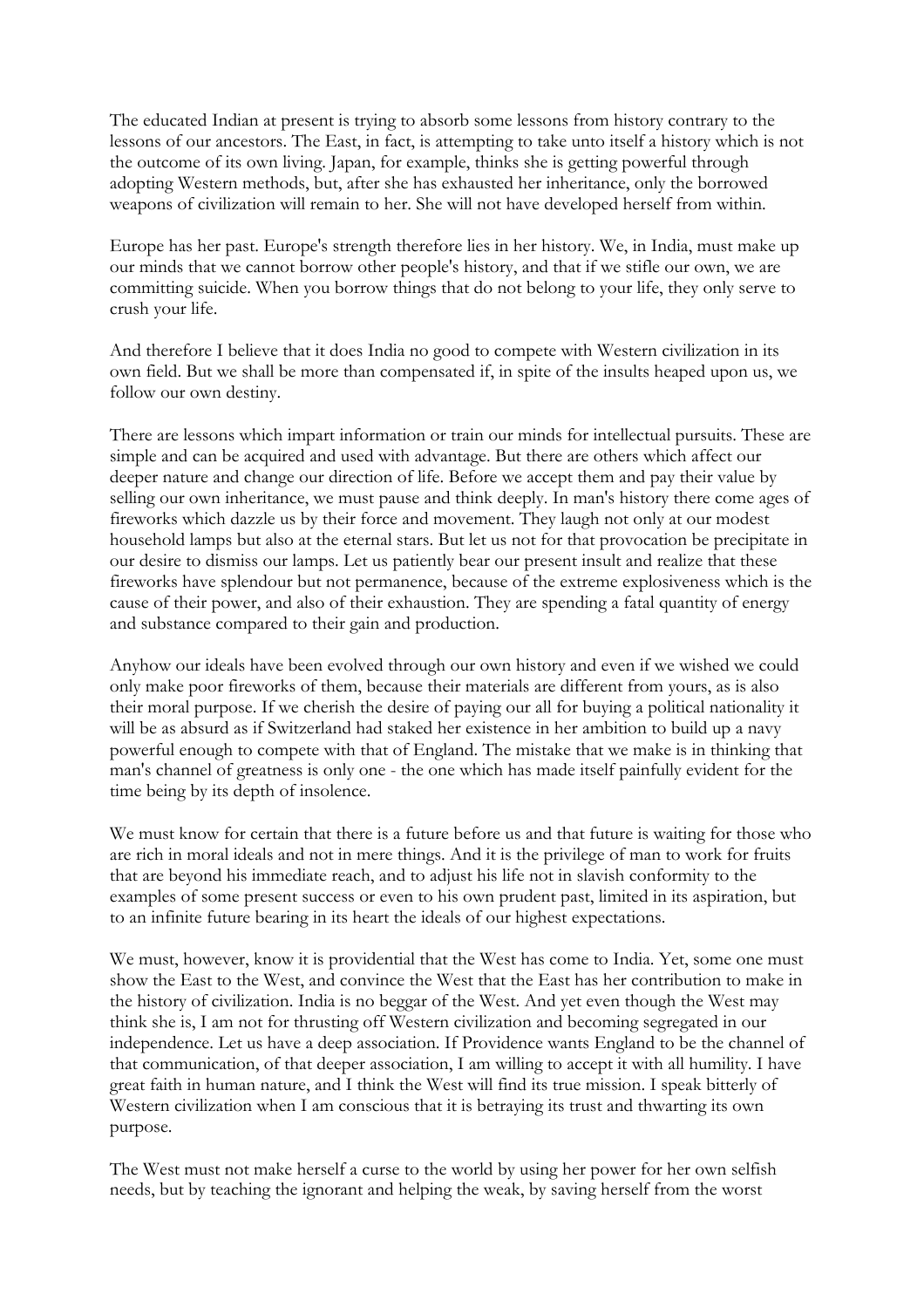The educated Indian at present is trying to absorb some lessons from history contrary to the lessons of our ancestors. The East, in fact, is attempting to take unto itself a history which is not the outcome of its own living. Japan, for example, thinks she is getting powerful through adopting Western methods, but, after she has exhausted her inheritance, only the borrowed weapons of civilization will remain to her. She will not have developed herself from within.

Europe has her past. Europe's strength therefore lies in her history. We, in India, must make up our minds that we cannot borrow other people's history, and that if we stifle our own, we are committing suicide. When you borrow things that do not belong to your life, they only serve to crush your life.

And therefore I believe that it does India no good to compete with Western civilization in its own field. But we shall be more than compensated if, in spite of the insults heaped upon us, we follow our own destiny.

There are lessons which impart information or train our minds for intellectual pursuits. These are simple and can be acquired and used with advantage. But there are others which affect our deeper nature and change our direction of life. Before we accept them and pay their value by selling our own inheritance, we must pause and think deeply. In man's history there come ages of fireworks which dazzle us by their force and movement. They laugh not only at our modest household lamps but also at the eternal stars. But let us not for that provocation be precipitate in our desire to dismiss our lamps. Let us patiently bear our present insult and realize that these fireworks have splendour but not permanence, because of the extreme explosiveness which is the cause of their power, and also of their exhaustion. They are spending a fatal quantity of energy and substance compared to their gain and production.

Anyhow our ideals have been evolved through our own history and even if we wished we could only make poor fireworks of them, because their materials are different from yours, as is also their moral purpose. If we cherish the desire of paying our all for buying a political nationality it will be as absurd as if Switzerland had staked her existence in her ambition to build up a navy powerful enough to compete with that of England. The mistake that we make is in thinking that man's channel of greatness is only one - the one which has made itself painfully evident for the time being by its depth of insolence.

We must know for certain that there is a future before us and that future is waiting for those who are rich in moral ideals and not in mere things. And it is the privilege of man to work for fruits that are beyond his immediate reach, and to adjust his life not in slavish conformity to the examples of some present success or even to his own prudent past, limited in its aspiration, but to an infinite future bearing in its heart the ideals of our highest expectations.

We must, however, know it is providential that the West has come to India. Yet, some one must show the East to the West, and convince the West that the East has her contribution to make in the history of civilization. India is no beggar of the West. And yet even though the West may think she is, I am not for thrusting off Western civilization and becoming segregated in our independence. Let us have a deep association. If Providence wants England to be the channel of that communication, of that deeper association, I am willing to accept it with all humility. I have great faith in human nature, and I think the West will find its true mission. I speak bitterly of Western civilization when I am conscious that it is betraying its trust and thwarting its own purpose.

The West must not make herself a curse to the world by using her power for her own selfish needs, but by teaching the ignorant and helping the weak, by saving herself from the worst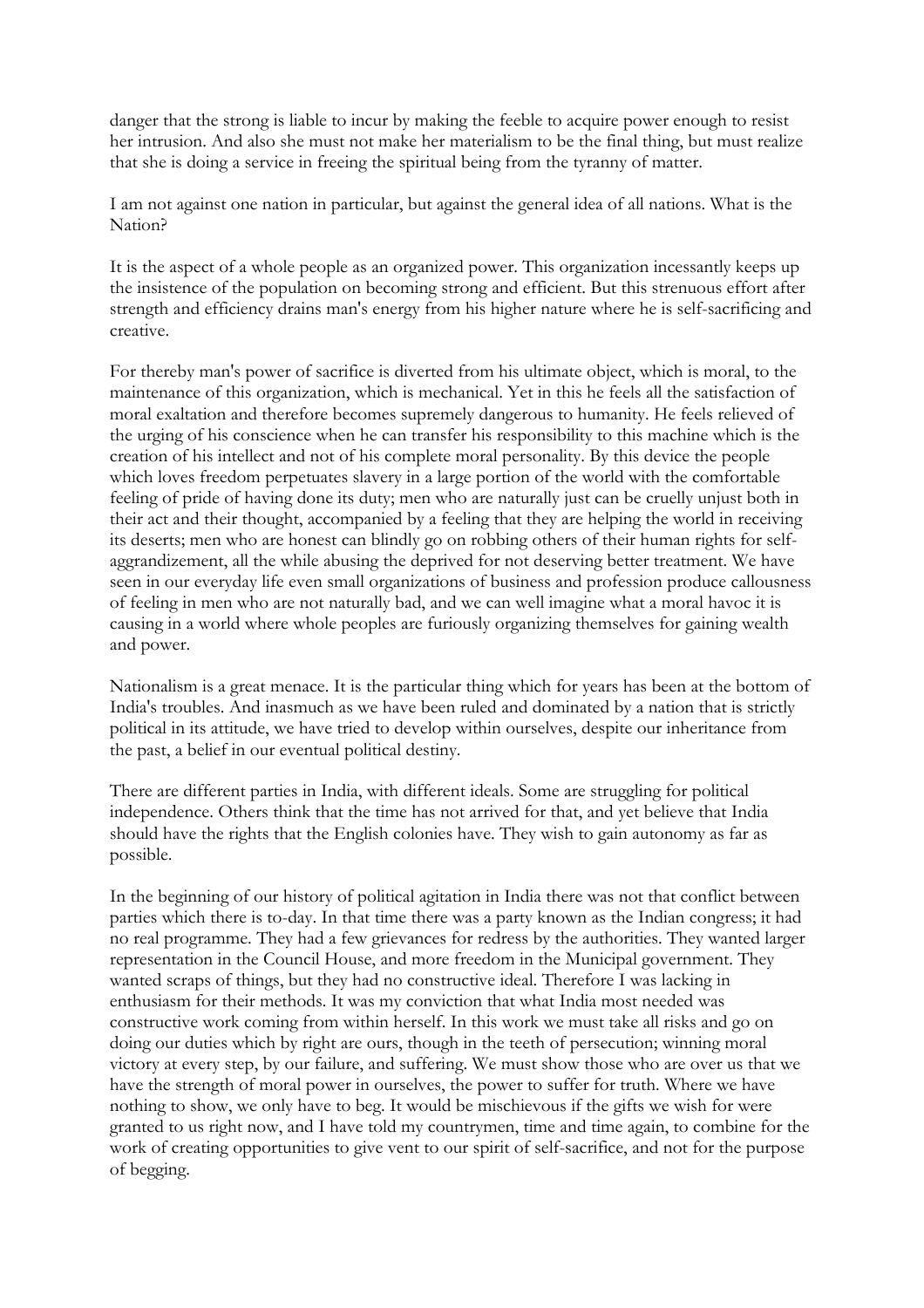danger that the strong is liable to incur by making the feeble to acquire power enough to resist her intrusion. And also she must not make her materialism to be the final thing, but must realize that she is doing a service in freeing the spiritual being from the tyranny of matter.

I am not against one nation in particular, but against the general idea of all nations. What is the Nation?

It is the aspect of a whole people as an organized power. This organization incessantly keeps up the insistence of the population on becoming strong and efficient. But this strenuous effort after strength and efficiency drains man's energy from his higher nature where he is self-sacrificing and creative.

For thereby man's power of sacrifice is diverted from his ultimate object, which is moral, to the maintenance of this organization, which is mechanical. Yet in this he feels all the satisfaction of moral exaltation and therefore becomes supremely dangerous to humanity. He feels relieved of the urging of his conscience when he can transfer his responsibility to this machine which is the creation of his intellect and not of his complete moral personality. By this device the people which loves freedom perpetuates slavery in a large portion of the world with the comfortable feeling of pride of having done its duty; men who are naturally just can be cruelly unjust both in their act and their thought, accompanied by a feeling that they are helping the world in receiving its deserts; men who are honest can blindly go on robbing others of their human rights for self-aggrandizement, all the while abusing the deprived for not deserving better treatment. We have seen in our everyday life even small organizations of business and profession produce callousness of feeling in men who are not naturally bad, and we can well imagine what a moral havoc it is causing in a world where whole peoples are furiously organizing themselves for gaining wealth and power.

Nationalism is a great menace. It is the particular thing which for years has been at the bottom of India's troubles. And inasmuch as we have been ruled and dominated by a nation that is strictly political in its attitude, we have tried to develop within ourselves, despite our inheritance from the past, a belief in our eventual political destiny.

There are different parties in India, with different ideals. Some are struggling for political independence. Others think that the time has not arrived for that, and yet believe that India should have the rights that the English colonies have. They wish to gain autonomy as far as possible.

In the beginning of our history of political agitation in India there was not that conflict between parties which there is to-day. In that time there was a party known as the Indian congress; it had no real programme. They had a few grievances for redress by the authorities. They wanted larger representation in the Council House, and more freedom in the Municipal government. They wanted scraps of things, but they had no constructive ideal. Therefore I was lacking in enthusiasm for their methods. It was my conviction that what India most needed was constructive work coming from within herself. In this work we must take all risks and go on doing our duties which by right are ours, though in the teeth of persecution; winning moral victory at every step, by our failure, and suffering. We must show those who are over us that we have the strength of moral power in ourselves, the power to suffer for truth. Where we have nothing to show, we only have to beg. It would be mischievous if the gifts we wish for were granted to us right now, and I have told my countrymen, time and time again, to combine for the work of creating opportunities to give vent to our spirit of self-sacrifice, and not for the purpose of begging.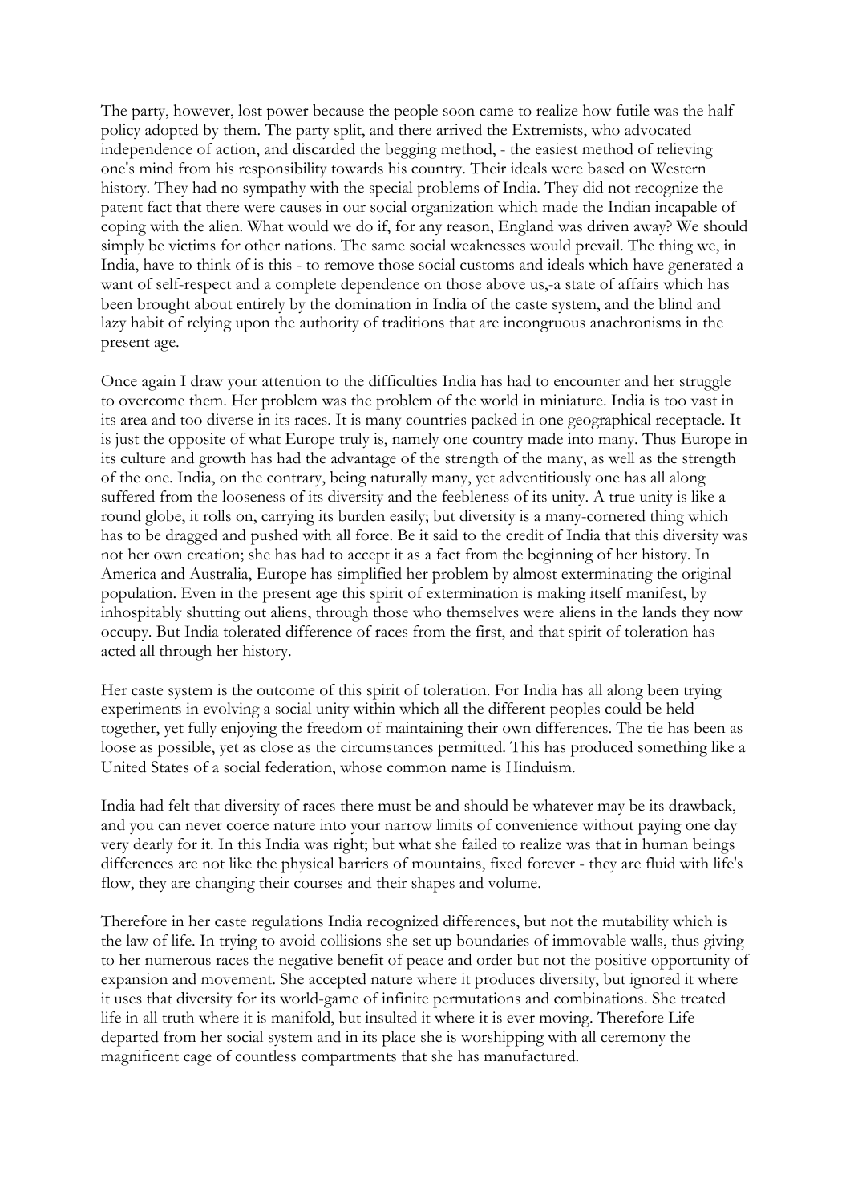The party, however, lost power because the people soon came to realize how futile was the half policy adopted by them. The party split, and there arrived the Extremists, who advocated independence of action, and discarded the begging method, - the easiest method of relieving one's mind from his responsibility towards his country. Their ideals were based on Western history. They had no sympathy with the special problems of India. They did not recognize the patent fact that there were causes in our social organization which made the Indian incapable of coping with the alien. What would we do if, for any reason, England was driven away? We should simply be victims for other nations. The same social weaknesses would prevail. The thing we, in India, have to think of is this - to remove those social customs and ideals which have generated a want of self-respect and a complete dependence on those above us,-a state of affairs which has been brought about entirely by the domination in India of the caste system, and the blind and lazy habit of relying upon the authority of traditions that are incongruous anachronisms in the present age.

Once again I draw your attention to the difficulties India has had to encounter and her struggle to overcome them. Her problem was the problem of the world in miniature. India is too vast in its area and too diverse in its races. It is many countries packed in one geographical receptacle. It is just the opposite of what Europe truly is, namely one country made into many. Thus Europe in its culture and growth has had the advantage of the strength of the many, as well as the strength of the one. India, on the contrary, being naturally many, yet adventitiously one has all along suffered from the looseness of its diversity and the feebleness of its unity. A true unity is like a round globe, it rolls on, carrying its burden easily; but diversity is a many-cornered thing which has to be dragged and pushed with all force. Be it said to the credit of India that this diversity was not her own creation; she has had to accept it as a fact from the beginning of her history. In America and Australia, Europe has simplified her problem by almost exterminating the original population. Even in the present age this spirit of extermination is making itself manifest, by inhospitably shutting out aliens, through those who themselves were aliens in the lands they now occupy. But India tolerated difference of races from the first, and that spirit of toleration has acted all through her history.

Her caste system is the outcome of this spirit of toleration. For India has all along been trying experiments in evolving a social unity within which all the different peoples could be held together, yet fully enjoying the freedom of maintaining their own differences. The tie has been as loose as possible, yet as close as the circumstances permitted. This has produced something like a United States of a social federation, whose common name is Hinduism.

India had felt that diversity of races there must be and should be whatever may be its drawback, and you can never coerce nature into your narrow limits of convenience without paying one day very dearly for it. In this India was right; but what she failed to realize was that in human beings differences are not like the physical barriers of mountains, fixed forever - they are fluid with life's flow, they are changing their courses and their shapes and volume.

Therefore in her caste regulations India recognized differences, but not the mutability which is the law of life. In trying to avoid collisions she set up boundaries of immovable walls, thus giving to her numerous races the negative benefit of peace and order but not the positive opportunity of expansion and movement. She accepted nature where it produces diversity, but ignored it where it uses that diversity for its world-game of infinite permutations and combinations. She treated life in all truth where it is manifold, but insulted it where it is ever moving. Therefore Life departed from her social system and in its place she is worshipping with all ceremony the magnificent cage of countless compartments that she has manufactured.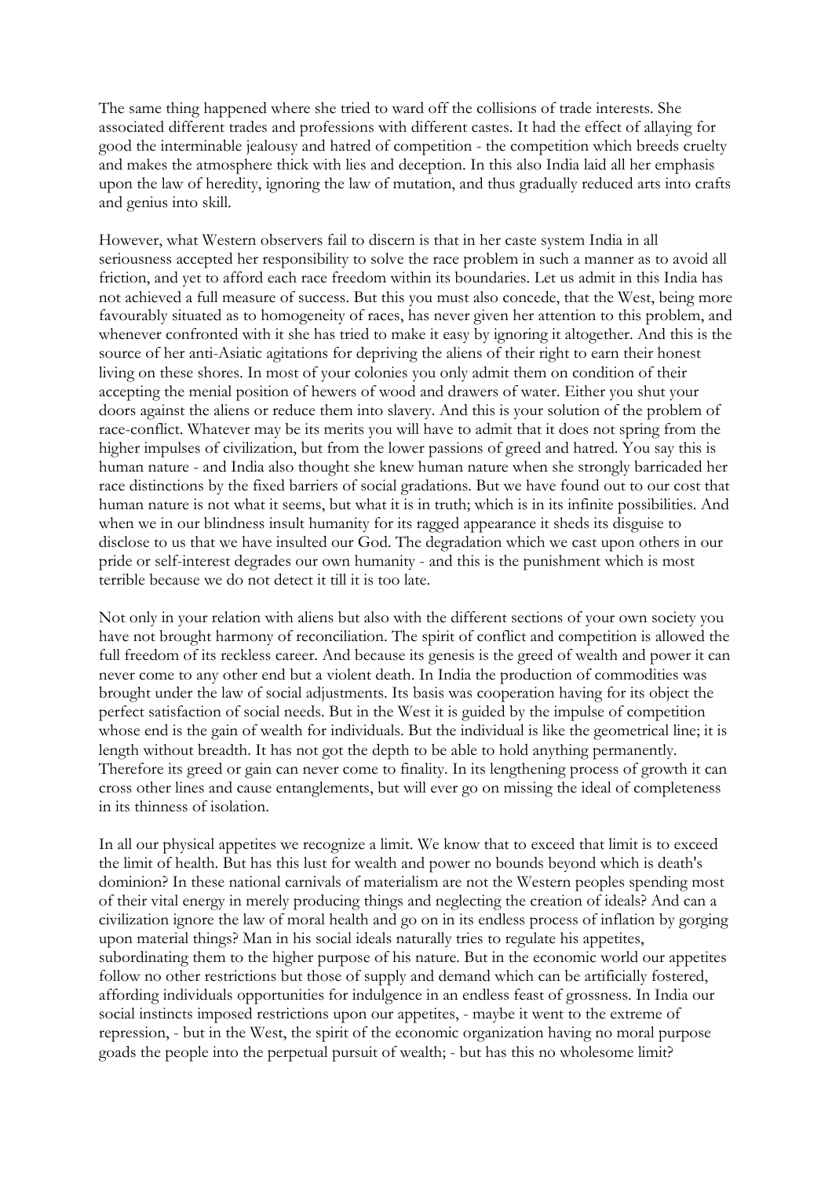The same thing happened where she tried to ward off the collisions of trade interests. She associated different trades and professions with different castes. It had the effect of allaying for good the interminable jealousy and hatred of competition - the competition which breeds cruelty and makes the atmosphere thick with lies and deception. In this also India laid all her emphasis upon the law of heredity, ignoring the law of mutation, and thus gradually reduced arts into crafts and genius into skill.

However, what Western observers fail to discern is that in her caste system India in all seriousness accepted her responsibility to solve the race problem in such a manner as to avoid all friction, and yet to afford each race freedom within its boundaries. Let us admit in this India has not achieved a full measure of success. But this you must also concede, that the West, being more favourably situated as to homogeneity of races, has never given her attention to this problem, and whenever confronted with it she has tried to make it easy by ignoring it altogether. And this is the source of her anti-Asiatic agitations for depriving the aliens of their right to earn their honest living on these shores. In most of your colonies you only admit them on condition of their accepting the menial position of hewers of wood and drawers of water. Either you shut your doors against the aliens or reduce them into slavery. And this is your solution of the problem of race-conflict. Whatever may be its merits you will have to admit that it does not spring from the higher impulses of civilization, but from the lower passions of greed and hatred. You say this is human nature - and India also thought she knew human nature when she strongly barricaded her race distinctions by the fixed barriers of social gradations. But we have found out to our cost that human nature is not what it seems, but what it is in truth; which is in its infinite possibilities. And when we in our blindness insult humanity for its ragged appearance it sheds its disguise to disclose to us that we have insulted our God. The degradation which we cast upon others in our pride or self-interest degrades our own humanity - and this is the punishment which is most terrible because we do not detect it till it is too late.

Not only in your relation with aliens but also with the different sections of your own society you have not brought harmony of reconciliation. The spirit of conflict and competition is allowed the full freedom of its reckless career. And because its genesis is the greed of wealth and power it can never come to any other end but a violent death. In India the production of commodities was brought under the law of social adjustments. Its basis was cooperation having for its object the perfect satisfaction of social needs. But in the West it is guided by the impulse of competition whose end is the gain of wealth for individuals. But the individual is like the geometrical line; it is length without breadth. It has not got the depth to be able to hold anything permanently. Therefore its greed or gain can never come to finality. In its lengthening process of growth it can cross other lines and cause entanglements, but will ever go on missing the ideal of completeness in its thinness of isolation.

In all our physical appetites we recognize a limit. We know that to exceed that limit is to exceed the limit of health. But has this lust for wealth and power no bounds beyond which is death's dominion? In these national carnivals of materialism are not the Western peoples spending most of their vital energy in merely producing things and neglecting the creation of ideals? And can a civilization ignore the law of moral health and go on in its endless process of inflation by gorging upon material things? Man in his social ideals naturally tries to regulate his appetites, subordinating them to the higher purpose of his nature. But in the economic world our appetites follow no other restrictions but those of supply and demand which can be artificially fostered, affording individuals opportunities for indulgence in an endless feast of grossness. In India our social instincts imposed restrictions upon our appetites, - maybe it went to the extreme of repression, - but in the West, the spirit of the economic organization having no moral purpose goads the people into the perpetual pursuit of wealth; - but has this no wholesome limit?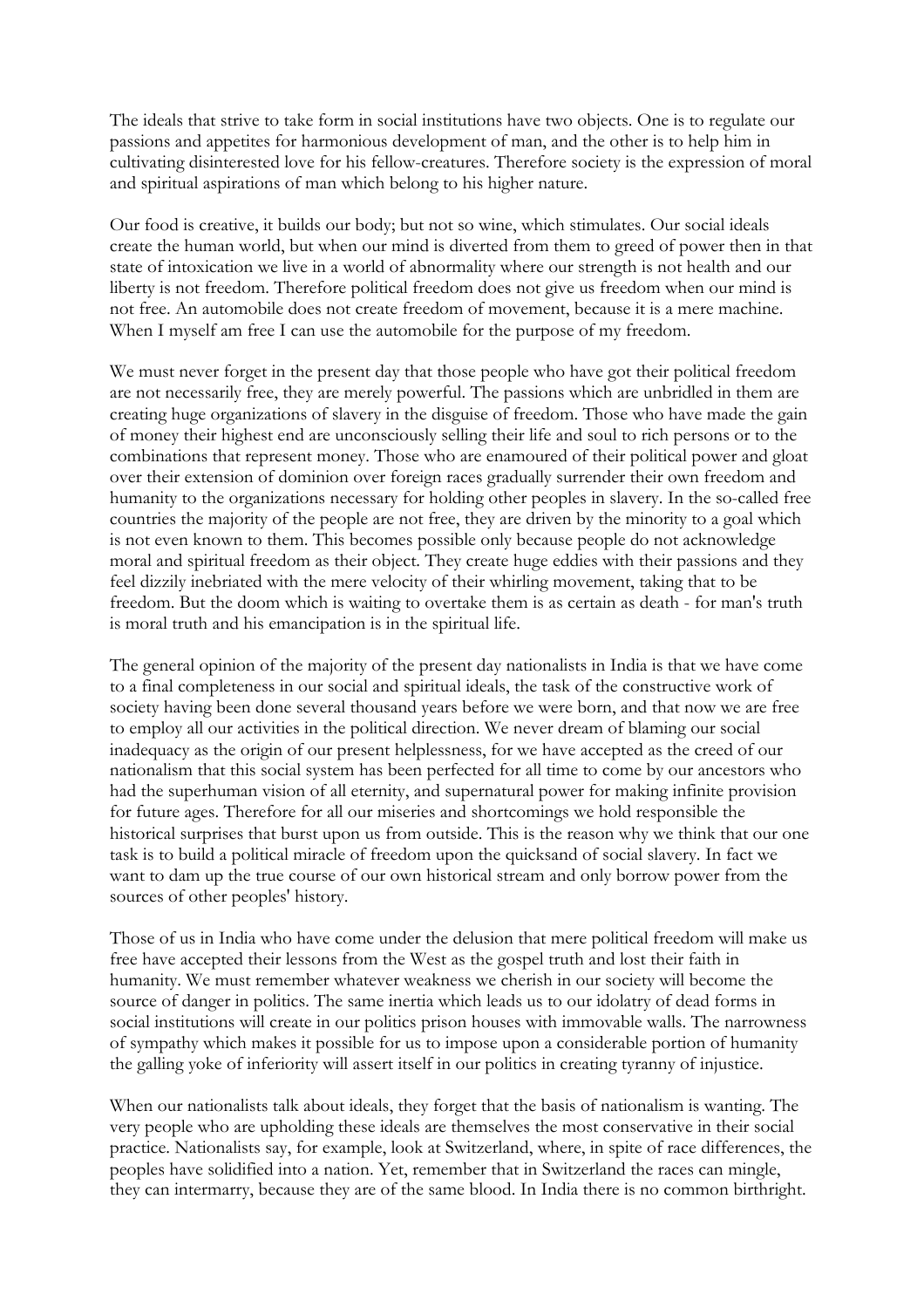The ideals that strive to take form in social institutions have two objects. One is to regulate our passions and appetites for harmonious development of man, and the other is to help him in cultivating disinterested love for his fellow-creatures. Therefore society is the expression of moral and spiritual aspirations of man which belong to his higher nature.

Our food is creative, it builds our body; but not so wine, which stimulates. Our social ideals create the human world, but when our mind is diverted from them to greed of power then in that state of intoxication we live in a world of abnormality where our strength is not health and our liberty is not freedom. Therefore political freedom does not give us freedom when our mind is not free. An automobile does not create freedom of movement, because it is a mere machine. When I myself am free I can use the automobile for the purpose of my freedom.

We must never forget in the present day that those people who have got their political freedom are not necessarily free, they are merely powerful. The passions which are unbridled in them are creating huge organizations of slavery in the disguise of freedom. Those who have made the gain of money their highest end are unconsciously selling their life and soul to rich persons or to the combinations that represent money. Those who are enamoured of their political power and gloat over their extension of dominion over foreign races gradually surrender their own freedom and humanity to the organizations necessary for holding other peoples in slavery. In the so-called free countries the majority of the people are not free, they are driven by the minority to a goal which is not even known to them. This becomes possible only because people do not acknowledge moral and spiritual freedom as their object. They create huge eddies with their passions and they feel dizzily inebriated with the mere velocity of their whirling movement, taking that to be freedom. But the doom which is waiting to overtake them is as certain as death - for man's truth is moral truth and his emancipation is in the spiritual life.

The general opinion of the majority of the present day nationalists in India is that we have come to a final completeness in our social and spiritual ideals, the task of the constructive work of society having been done several thousand years before we were born, and that now we are free to employ all our activities in the political direction. We never dream of blaming our social inadequacy as the origin of our present helplessness, for we have accepted as the creed of our nationalism that this social system has been perfected for all time to come by our ancestors who had the superhuman vision of all eternity, and supernatural power for making infinite provision for future ages. Therefore for all our miseries and shortcomings we hold responsible the historical surprises that burst upon us from outside. This is the reason why we think that our one task is to build a political miracle of freedom upon the quicksand of social slavery. In fact we want to dam up the true course of our own historical stream and only borrow power from the sources of other peoples' history.

Those of us in India who have come under the delusion that mere political freedom will make us free have accepted their lessons from the West as the gospel truth and lost their faith in humanity. We must remember whatever weakness we cherish in our society will become the source of danger in politics. The same inertia which leads us to our idolatry of dead forms in social institutions will create in our politics prison houses with immovable walls. The narrowness of sympathy which makes it possible for us to impose upon a considerable portion of humanity the galling yoke of inferiority will assert itself in our politics in creating tyranny of injustice.

When our nationalists talk about ideals, they forget that the basis of nationalism is wanting. The very people who are upholding these ideals are themselves the most conservative in their social practice. Nationalists say, for example, look at Switzerland, where, in spite of race differences, the peoples have solidified into a nation. Yet, remember that in Switzerland the races can mingle, they can intermarry, because they are of the same blood. In India there is no common birthright.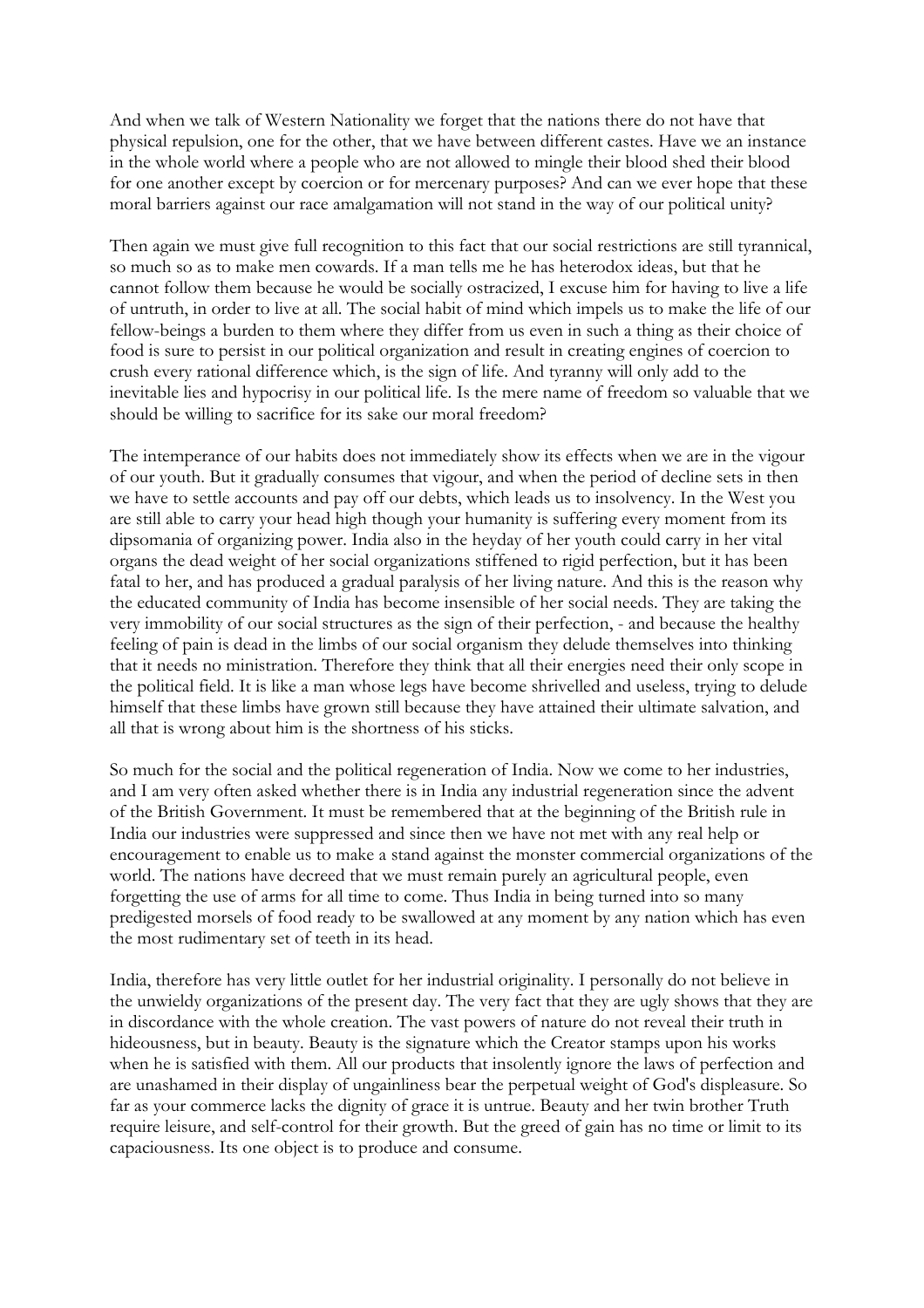And when we talk of Western Nationality we forget that the nations there do not have that physical repulsion, one for the other, that we have between different castes. Have we an instance in the whole world where a people who are not allowed to mingle their blood shed their blood for one another except by coercion or for mercenary purposes? And can we ever hope that these moral barriers against our race amalgamation will not stand in the way of our political unity?

Then again we must give full recognition to this fact that our social restrictions are still tyrannical, so much so as to make men cowards. If a man tells me he has heterodox ideas, but that he cannot follow them because he would be socially ostracized, I excuse him for having to live a life of untruth, in order to live at all. The social habit of mind which impels us to make the life of our fellow-beings a burden to them where they differ from us even in such a thing as their choice of food is sure to persist in our political organization and result in creating engines of coercion to crush every rational difference which, is the sign of life. And tyranny will only add to the inevitable lies and hypocrisy in our political life. Is the mere name of freedom so valuable that we should be willing to sacrifice for its sake our moral freedom?

The intemperance of our habits does not immediately show its effects when we are in the vigour of our youth. But it gradually consumes that vigour, and when the period of decline sets in then we have to settle accounts and pay off our debts, which leads us to insolvency. In the West you are still able to carry your head high though your humanity is suffering every moment from its dipsomania of organizing power. India also in the heyday of her youth could carry in her vital organs the dead weight of her social organizations stiffened to rigid perfection, but it has been fatal to her, and has produced a gradual paralysis of her living nature. And this is the reason why the educated community of India has become insensible of her social needs. They are taking the very immobility of our social structures as the sign of their perfection, - and because the healthy feeling of pain is dead in the limbs of our social organism they delude themselves into thinking that it needs no ministration. Therefore they think that all their energies need their only scope in the political field. It is like a man whose legs have become shrivelled and useless, trying to delude himself that these limbs have grown still because they have attained their ultimate salvation, and all that is wrong about him is the shortness of his sticks.

So much for the social and the political regeneration of India. Now we come to her industries, and I am very often asked whether there is in India any industrial regeneration since the advent of the British Government. It must be remembered that at the beginning of the British rule in India our industries were suppressed and since then we have not met with any real help or encouragement to enable us to make a stand against the monster commercial organizations of the world. The nations have decreed that we must remain purely an agricultural people, even forgetting the use of arms for all time to come. Thus India in being turned into so many predigested morsels of food ready to be swallowed at any moment by any nation which has even the most rudimentary set of teeth in its head.

India, therefore has very little outlet for her industrial originality. I personally do not believe in the unwieldy organizations of the present day. The very fact that they are ugly shows that they are in discordance with the whole creation. The vast powers of nature do not reveal their truth in hideousness, but in beauty. Beauty is the signature which the Creator stamps upon his works when he is satisfied with them. All our products that insolently ignore the laws of perfection and are unashamed in their display of ungainliness bear the perpetual weight of God's displeasure. So far as your commerce lacks the dignity of grace it is untrue. Beauty and her twin brother Truth require leisure, and self-control for their growth. But the greed of gain has no time or limit to its capaciousness. Its one object is to produce and consume.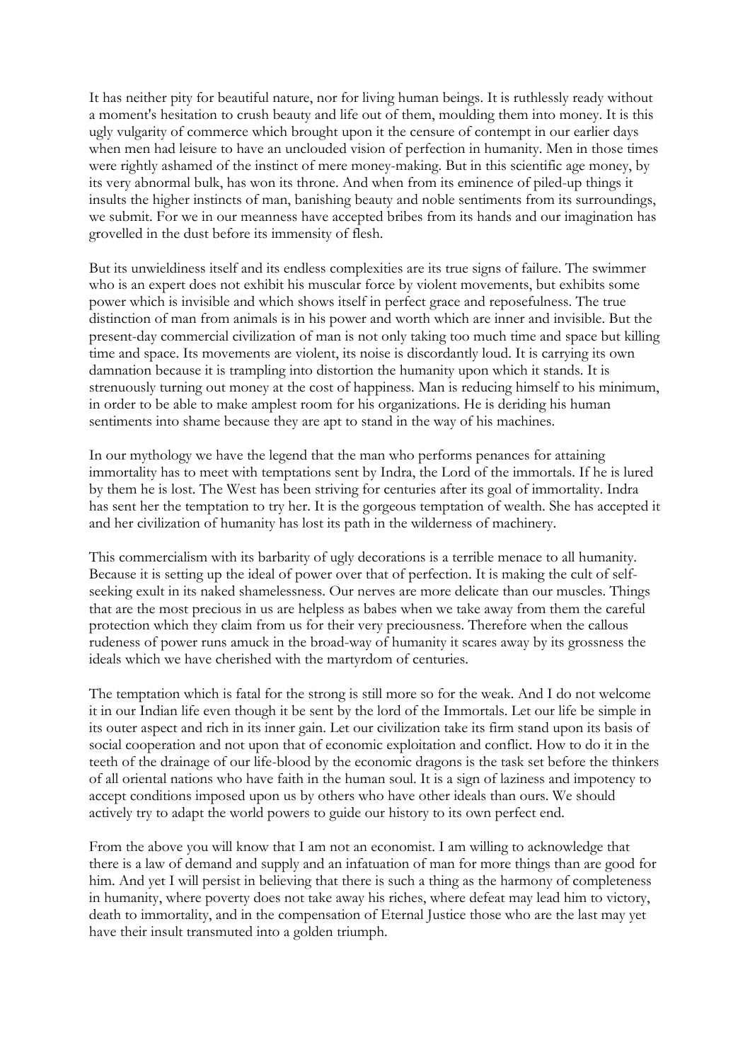It has neither pity for beautiful nature, nor for living human beings. It is ruthlessly ready without a moment's hesitation to crush beauty and life out of them, moulding them into money. It is this ugly vulgarity of commerce which brought upon it the censure of contempt in our earlier days when men had leisure to have an unclouded vision of perfection in humanity. Men in those times were rightly ashamed of the instinct of mere money-making. But in this scientific age money, by its very abnormal bulk, has won its throne. And when from its eminence of piled-up things it insults the higher instincts of man, banishing beauty and noble sentiments from its surroundings, we submit. For we in our meanness have accepted bribes from its hands and our imagination has grovelled in the dust before its immensity of flesh.

But its unwieldiness itself and its endless complexities are its true signs of failure. The swimmer who is an expert does not exhibit his muscular force by violent movements, but exhibits some power which is invisible and which shows itself in perfect grace and reposefulness. The true distinction of man from animals is in his power and worth which are inner and invisible. But the present-day commercial civilization of man is not only taking too much time and space but killing time and space. Its movements are violent, its noise is discordantly loud. It is carrying its own damnation because it is trampling into distortion the humanity upon which it stands. It is strenuously turning out money at the cost of happiness. Man is reducing himself to his minimum, in order to be able to make amplest room for his organizations. He is deriding his human sentiments into shame because they are apt to stand in the way of his machines.

In our mythology we have the legend that the man who performs penances for attaining immortality has to meet with temptations sent by Indra, the Lord of the immortals. If he is lured by them he is lost. The West has been striving for centuries after its goal of immortality. Indra has sent her the temptation to try her. It is the gorgeous temptation of wealth. She has accepted it and her civilization of humanity has lost its path in the wilderness of machinery.

This commercialism with its barbarity of ugly decorations is a terrible menace to all humanity. Because it is setting up the ideal of power over that of perfection. It is making the cult of self-seeking exult in its naked shamelessness. Our nerves are more delicate than our muscles. Things that are the most precious in us are helpless as babes when we take away from them the careful protection which they claim from us for their very preciousness. Therefore when the callous rudeness of power runs amuck in the broad-way of humanity it scares away by its grossness the ideals which we have cherished with the martyrdom of centuries.

The temptation which is fatal for the strong is still more so for the weak. And I do not welcome it in our Indian life even though it be sent by the lord of the Immortals. Let our life be simple in its outer aspect and rich in its inner gain. Let our civilization take its firm stand upon its basis of social cooperation and not upon that of economic exploitation and conflict. How to do it in the teeth of the drainage of our life-blood by the economic dragons is the task set before the thinkers of all oriental nations who have faith in the human soul. It is a sign of laziness and impotency to accept conditions imposed upon us by others who have other ideals than ours. We should actively try to adapt the world powers to guide our history to its own perfect end.

From the above you will know that I am not an economist. I am willing to acknowledge that there is a law of demand and supply and an infatuation of man for more things than are good for him. And yet I will persist in believing that there is such a thing as the harmony of completeness in humanity, where poverty does not take away his riches, where defeat may lead him to victory, death to immortality, and in the compensation of Eternal Justice those who are the last may yet have their insult transmuted into a golden triumph.